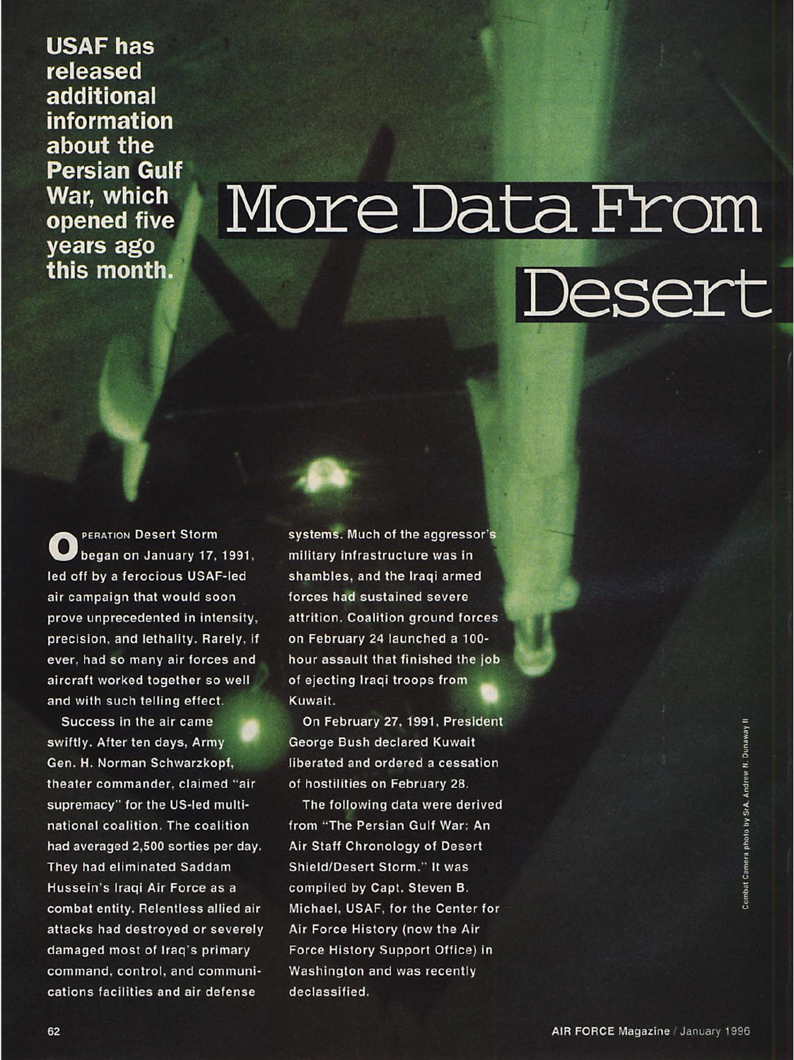# More Data From Desert

**USAF has released additional information about the Persian Gulf War, which opened five years ago this month.**

Operation Desert Storm began on January 17, 1991, led off by a ferocious USAF-led air campaign that would soon prove unprecedented in intensity, precision, and lethality. Rarely, if ever, had so many air forces and aircraft worked together so well and with such telling effect.

Success in the air came swiftly. After ten days, Army Gen. H. Norman Schwarzkopf, theater commander, claimed "air supremacy" for the US-led multinational coalition. The coalition had averaged 2,500 sorties per day. They had eliminated Saddam Hussein's Iraqi Air Force as a combat entity. Relentless allied air attacks had destroyed or severely damaged most of Iraq's primary command, control, and communications facilities and air defense systems. Much of the aggressor's military infrastructure was in shambles, and the Iraqi armed forces had sustained severe attrition. Coalition ground forces on February 24 launched a 100-hour assault that finished the job of ejecting Iraqi troops from Kuwait.

On February 27, 1991, President George Bush declared Kuwait liberated and ordered a cessation of hostilities on February 28.

The following data were derived from "The Persian Gulf War: An Air Staff Chronology of Desert Shield/Desert Storm." It was compiled by Capt. Steven B. Michael, USAF, for the Center for Air Force History (now the Air Force History Support Office) in Washington and was recently declassified.

Combat Camera photo by SrA. Andrew N. Dunaway II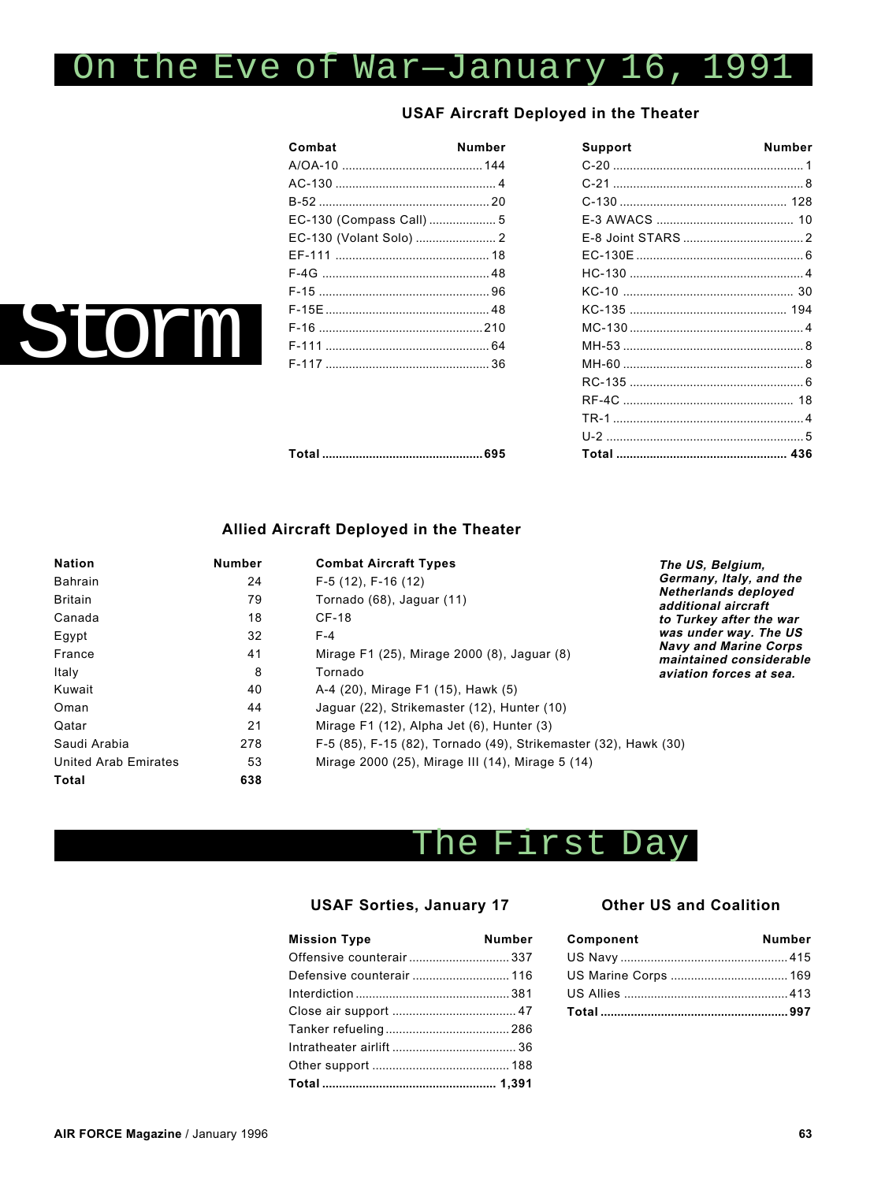# On the Eve of War—January 16, 1991

Storm

## USAF Aircraft Deployed in the Theater

| Combat | Number |
|---|---|
| A/OA-10 | 144 |
| AC-130 | 4 |
| B-52 | 20 |
| EC-130 (Compass Call) | 5 |
| EC-130 (Volant Solo) | 2 |
| EF-111 | 18 |
| F-4G | 48 |
| F-15 | 96 |
| F-15E | 48 |
| F-16 | 210 |
| F-111 | 64 |
| F-117 | 36 |
| **Total** | **695** |

| Support | Number |
|---|---|
| C-20 | 1 |
| C-21 | 8 |
| C-130 | 128 |
| E-3 AWACS | 10 |
| E-8 Joint STARS | 2 |
| EC-130E | 6 |
| HC-130 | 4 |
| KC-10 | 30 |
| KC-135 | 194 |
| MC-130 | 4 |
| MH-53 | 8 |
| MH-60 | 8 |
| RC-135 | 6 |
| RF-4C | 18 |
| TR-1 | 4 |
| U-2 | 5 |
| **Total** | **436** |

## Allied Aircraft Deployed in the Theater

| Nation | Number | Combat Aircraft Types |
|---|---|---|
| Bahrain | 24 | F-5 (12), F-16 (12) |
| Britain | 79 | Tornado (68), Jaguar (11) |
| Canada | 18 | CF-18 |
| Egypt | 32 | F-4 |
| France | 41 | Mirage F1 (25), Mirage 2000 (8), Jaguar (8) |
| Italy | 8 | Tornado |
| Kuwait | 40 | A-4 (20), Mirage F1 (15), Hawk (5) |
| Oman | 44 | Jaguar (22), Strikemaster (12), Hunter (10) |
| Qatar | 21 | Mirage F1 (12), Alpha Jet (6), Hunter (3) |
| Saudi Arabia | 278 | F-5 (85), F-15 (82), Tornado (49), Strikemaster (32), Hawk (30) |
| United Arab Emirates | 53 | Mirage 2000 (25), Mirage III (14), Mirage 5 (14) |
| **Total** | **638** | |

***The US, Belgium, Germany, Italy, and the Netherlands deployed additional aircraft to Turkey after the war was under way. The US Navy and Marine Corps maintained considerable aviation forces at sea.***

# The First Day

## USAF Sorties, January 17

| Mission Type | Number |
|---|---|
| Offensive counterair | 337 |
| Defensive counterair | 116 |
| Interdiction | 381 |
| Close air support | 47 |
| Tanker refueling | 286 |
| Intratheater airlift | 36 |
| Other support | 188 |
| **Total** | **1,391** |

## Other US and Coalition

| Component | Number |
|---|---|
| US Navy | 415 |
| US Marine Corps | 169 |
| US Allies | 413 |
| **Total** | **997** |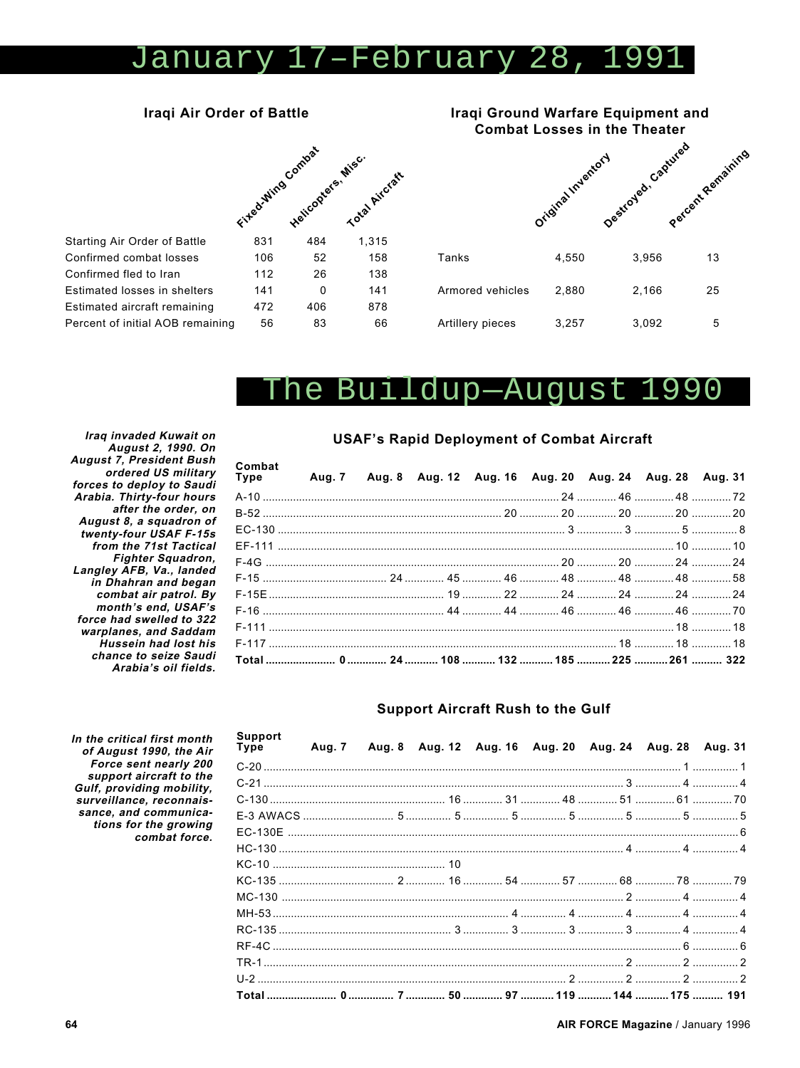# January 17–February 28, 1991

### Iraqi Air Order of Battle

| | Fixed-Wing Combat | Helicopters, Misc. | Total Aircraft |
|---|---|---|---|
| Starting Air Order of Battle | 831 | 484 | 1,315 |
| Confirmed combat losses | 106 | 52 | 158 |
| Confirmed fled to Iran | 112 | 26 | 138 |
| Estimated losses in shelters | 141 | 0 | 141 |
| Estimated aircraft remaining | 472 | 406 | 878 |
| Percent of initial AOB remaining | 56 | 83 | 66 |

### Iraqi Ground Warfare Equipment and Combat Losses in the Theater

| | Original Inventory | Destroyed, Captured | Percent Remaining |
|---|---|---|---|
| Tanks | 4,550 | 3,956 | 13 |
| Armored vehicles | 2,880 | 2,166 | 25 |
| Artillery pieces | 3,257 | 3,092 | 5 |

# The Buildup—August 1990

***Iraq invaded Kuwait on August 2, 1990. On August 7, President Bush ordered US military forces to deploy to Saudi Arabia. Thirty-four hours after the order, on August 8, a squadron of twenty-four USAF F-15s from the 71st Tactical Fighter Squadron, Langley AFB, Va., landed in Dhahran and began combat air patrol. By month's end, USAF's force had swelled to 322 warplanes, and Saddam Hussein had lost his chance to seize Saudi Arabia's oil fields.***

### USAF's Rapid Deployment of Combat Aircraft

| Combat Type | Aug. 7 | Aug. 8 | Aug. 12 | Aug. 16 | Aug. 20 | Aug. 24 | Aug. 28 | Aug. 31 |
|---|---|---|---|---|---|---|---|---|
| A-10 | | | | | 24 | 46 | 48 | 72 |
| B-52 | | | | 20 | 20 | 20 | 20 | 20 |
| EC-130 | | | | | 3 | 3 | 5 | 8 |
| EF-111 | | | | | | | 10 | 10 |
| F-4G | | | | | 20 | 20 | 24 | 24 |
| F-15 | | 24 | 45 | 46 | 48 | 48 | 48 | 58 |
| F-15E | | | 19 | 22 | 24 | 24 | 24 | 24 |
| F-16 | | | 44 | 44 | 46 | 46 | 46 | 70 |
| F-111 | | | | | | | 18 | 18 |
| F-117 | | | | | | 18 | 18 | 18 |
| **Total** | **0** | **24** | **108** | **132** | **185** | **225** | **261** | **322** |

***In the critical first month of August 1990, the Air Force sent nearly 200 support aircraft to the Gulf, providing mobility, surveillance, reconnaissance, and communications for the growing combat force.***

### Support Aircraft Rush to the Gulf

| Support Type | Aug. 7 | Aug. 8 | Aug. 12 | Aug. 16 | Aug. 20 | Aug. 24 | Aug. 28 | Aug. 31 |
|---|---|---|---|---|---|---|---|---|
| C-20 | | | | | | | 1 | 1 |
| C-21 | | | | | | 3 | 4 | 4 |
| C-130 | | | 16 | 31 | 48 | 51 | 61 | 70 |
| E-3 AWACS | | 5 | 5 | 5 | 5 | 5 | 5 | 5 |
| EC-130E | | | | | | | | 6 |
| HC-130 | | | | | | 4 | 4 | 4 |
| KC-10 | | | 10 | | | | | |
| KC-135 | | 2 | 16 | 54 | 57 | 68 | 78 | 79 |
| MC-130 | | | | | | 2 | 4 | 4 |
| MH-53 | | | | 4 | 4 | 4 | 4 | 4 |
| RC-135 | | | 3 | 3 | 3 | 3 | 4 | 4 |
| RF-4C | | | | | | | 6 | 6 |
| TR-1 | | | | | | 2 | 2 | 2 |
| U-2 | | | | | 2 | 2 | 2 | 2 |
| **Total** | **0** | **7** | **50** | **97** | **119** | **144** | **175** | **191** |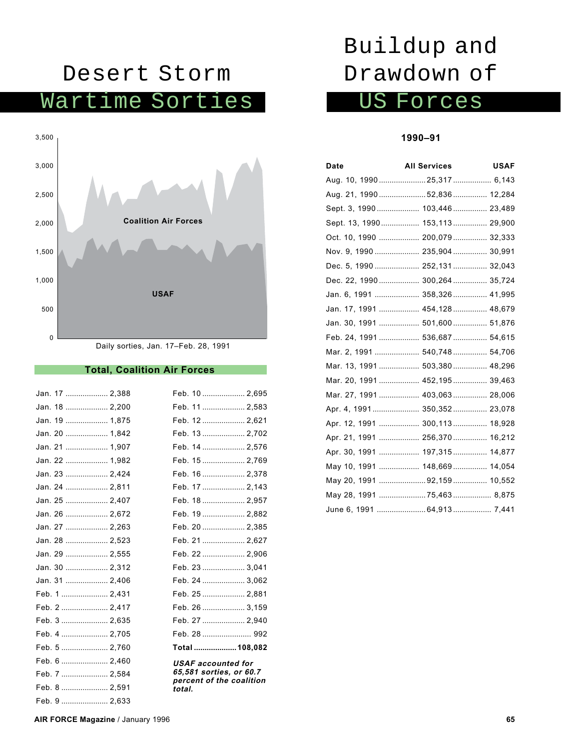# Desert Storm Wartime Sorties

Daily sorties, Jan. 17–Feb. 28, 1991

### Total, Coalition Air Forces

| Date | Sorties | Date | Sorties |
|---|---|---|---|
| Jan. 17 | 2,388 | Feb. 10 | 2,695 |
| Jan. 18 | 2,200 | Feb. 11 | 2,583 |
| Jan. 19 | 1,875 | Feb. 12 | 2,621 |
| Jan. 20 | 1,842 | Feb. 13 | 2,702 |
| Jan. 21 | 1,907 | Feb. 14 | 2,576 |
| Jan. 22 | 1,982 | Feb. 15 | 2,769 |
| Jan. 23 | 2,424 | Feb. 16 | 2,378 |
| Jan. 24 | 2,811 | Feb. 17 | 2,143 |
| Jan. 25 | 2,407 | Feb. 18 | 2,957 |
| Jan. 26 | 2,672 | Feb. 19 | 2,882 |
| Jan. 27 | 2,263 | Feb. 20 | 2,385 |
| Jan. 28 | 2,523 | Feb. 21 | 2,627 |
| Jan. 29 | 2,555 | Feb. 22 | 2,906 |
| Jan. 30 | 2,312 | Feb. 23 | 3,041 |
| Jan. 31 | 2,406 | Feb. 24 | 3,062 |
| Feb. 1 | 2,431 | Feb. 25 | 2,881 |
| Feb. 2 | 2,417 | Feb. 26 | 3,159 |
| Feb. 3 | 2,635 | Feb. 27 | 2,940 |
| Feb. 4 | 2,705 | Feb. 28 | 992 |
| Feb. 5 | 2,760 | **Total** | **108,082** |
| Feb. 6 | 2,460 | | |
| Feb. 7 | 2,584 | | |
| Feb. 8 | 2,591 | | |
| Feb. 9 | 2,633 | | |

***USAF accounted for 65,581 sorties, or 60.7 percent of the coalition total.***

# Buildup and Drawdown of US Forces

**1990–91**

| Date | All Services | USAF |
|---|---|---|
| Aug. 10, 1990 | 25,317 | 6,143 |
| Aug. 21, 1990 | 52,836 | 12,284 |
| Sept. 3, 1990 | 103,446 | 23,489 |
| Sept. 13, 1990 | 153,113 | 29,900 |
| Oct. 10, 1990 | 200,079 | 32,333 |
| Nov. 9, 1990 | 235,904 | 30,991 |
| Dec. 5, 1990 | 252,131 | 32,043 |
| Dec. 22, 1990 | 300,264 | 35,724 |
| Jan. 6, 1991 | 358,326 | 41,995 |
| Jan. 17, 1991 | 454,128 | 48,679 |
| Jan. 30, 1991 | 501,600 | 51,876 |
| Feb. 24, 1991 | 536,687 | 54,615 |
| Mar. 2, 1991 | 540,748 | 54,706 |
| Mar. 13, 1991 | 503,380 | 48,296 |
| Mar. 20, 1991 | 452,195 | 39,463 |
| Mar. 27, 1991 | 403,063 | 28,006 |
| Apr. 4, 1991 | 350,352 | 23,078 |
| Apr. 12, 1991 | 300,113 | 18,928 |
| Apr. 21, 1991 | 256,370 | 16,212 |
| Apr. 30, 1991 | 197,315 | 14,877 |
| May 10, 1991 | 148,669 | 14,054 |
| May 20, 1991 | 92,159 | 10,552 |
| May 28, 1991 | 75,463 | 8,875 |
| June 6, 1991 | 64,913 | 7,441 |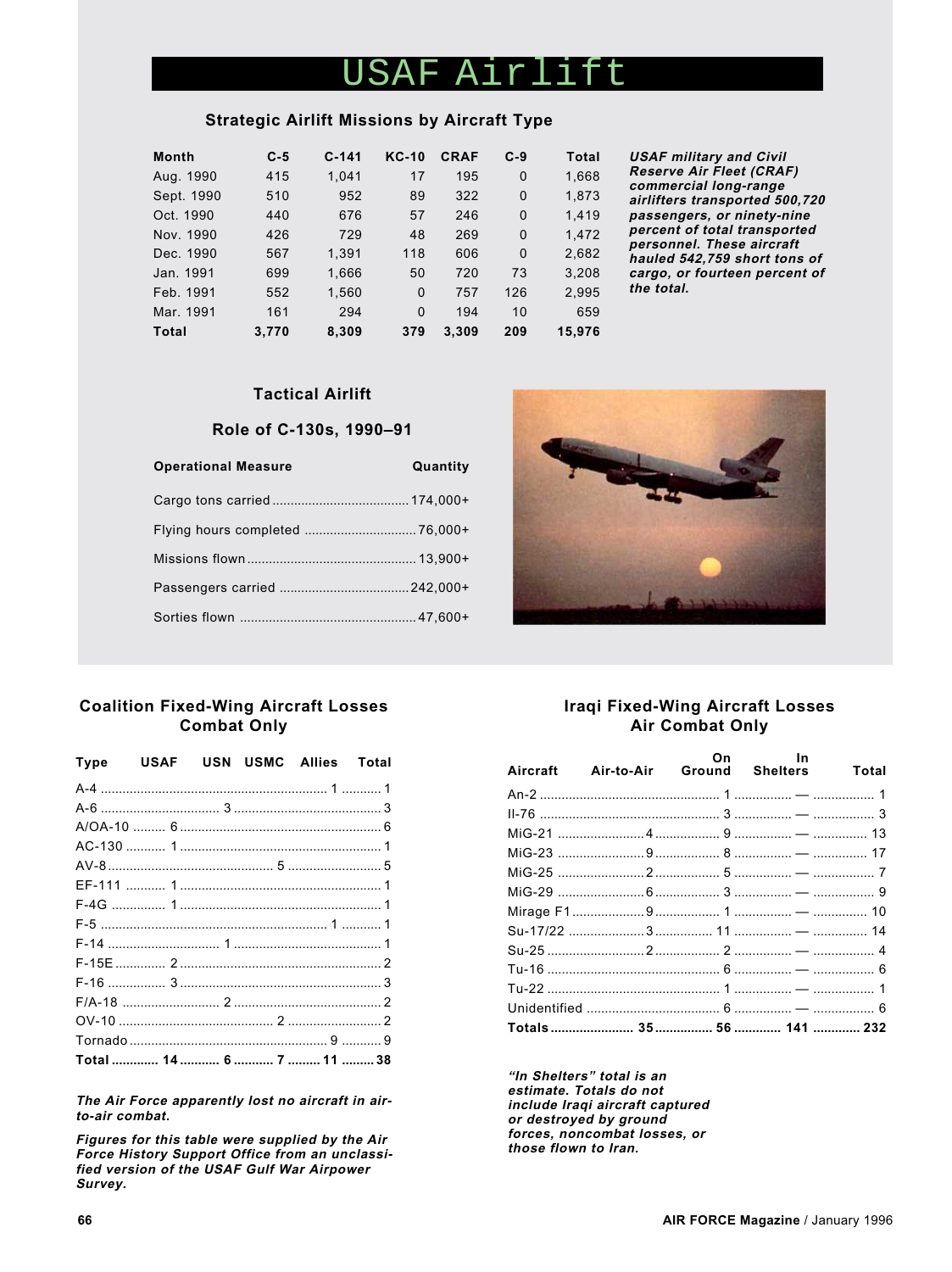# USAF Airlift

## Strategic Airlift Missions by Aircraft Type

| Month | C-5 | C-141 | KC-10 | CRAF | C-9 | Total |
|---|---|---|---|---|---|---|
| Aug. 1990 | 415 | 1,041 | 17 | 195 | 0 | 1,668 |
| Sept. 1990 | 510 | 952 | 89 | 322 | 0 | 1,873 |
| Oct. 1990 | 440 | 676 | 57 | 246 | 0 | 1,419 |
| Nov. 1990 | 426 | 729 | 48 | 269 | 0 | 1,472 |
| Dec. 1990 | 567 | 1,391 | 118 | 606 | 0 | 2,682 |
| Jan. 1991 | 699 | 1,666 | 50 | 720 | 73 | 3,208 |
| Feb. 1991 | 552 | 1,560 | 0 | 757 | 126 | 2,995 |
| Mar. 1991 | 161 | 294 | 0 | 194 | 10 | 659 |
| **Total** | **3,770** | **8,309** | **379** | **3,309** | **209** | **15,976** |

***USAF military and Civil Reserve Air Fleet (CRAF) commercial long-range airlifters transported 500,720 passengers, or ninety-nine percent of total transported personnel. These aircraft hauled 542,759 short tons of cargo, or fourteen percent of the total.***

## Tactical Airlift

### Role of C-130s, 1990–91

| Operational Measure | Quantity |
|---|---|
| Cargo tons carried | 174,000+ |
| Flying hours completed | 76,000+ |
| Missions flown | 13,900+ |
| Passengers carried | 242,000+ |
| Sorties flown | 47,600+ |

## Coalition Fixed-Wing Aircraft Losses Combat Only

| Type | USAF | USN | USMC | Allies | Total |
|---|---|---|---|---|---|
| A-4 | | | | 1 | 1 |
| A-6 | | 3 | | | 3 |
| A/OA-10 | 6 | | | | 6 |
| AC-130 | 1 | | | | 1 |
| AV-8 | | | 5 | | 5 |
| EF-111 | 1 | | | | 1 |
| F-4G | 1 | | | | 1 |
| F-5 | | | | 1 | 1 |
| F-14 | | 1 | | | 1 |
| F-15E | 2 | | | | 2 |
| F-16 | 3 | | | | 3 |
| F/A-18 | | 2 | | | 2 |
| OV-10 | | | 2 | | 2 |
| Tornado | | | | 9 | 9 |
| **Total** | **14** | **6** | **7** | **11** | **38** |

***The Air Force apparently lost no aircraft in air-to-air combat.***

***Figures for this table were supplied by the Air Force History Support Office from an unclassified version of the USAF Gulf War Airpower Survey.***

## Iraqi Fixed-Wing Aircraft Losses Air Combat Only

| Aircraft | Air-to-Air | On Ground | In Shelters | Total |
|---|---|---|---|---|
| An-2 | | 1 | — | 1 |
| Il-76 | | 3 | — | 3 |
| MiG-21 | 4 | 9 | — | 13 |
| MiG-23 | 9 | 8 | — | 17 |
| MiG-25 | 2 | 5 | — | 7 |
| MiG-29 | 6 | 3 | — | 9 |
| Mirage F1 | 9 | 1 | — | 10 |
| Su-17/22 | 3 | 11 | — | 14 |
| Su-25 | 2 | 2 | — | 4 |
| Tu-16 | | 6 | — | 6 |
| Tu-22 | | 1 | — | 1 |
| Unidentified | | 6 | — | 6 |
| **Totals** | **35** | **56** | **141** | **232** |

***"In Shelters" total is an estimate. Totals do not include Iraqi aircraft captured or destroyed by ground forces, noncombat losses, or those flown to Iran.***